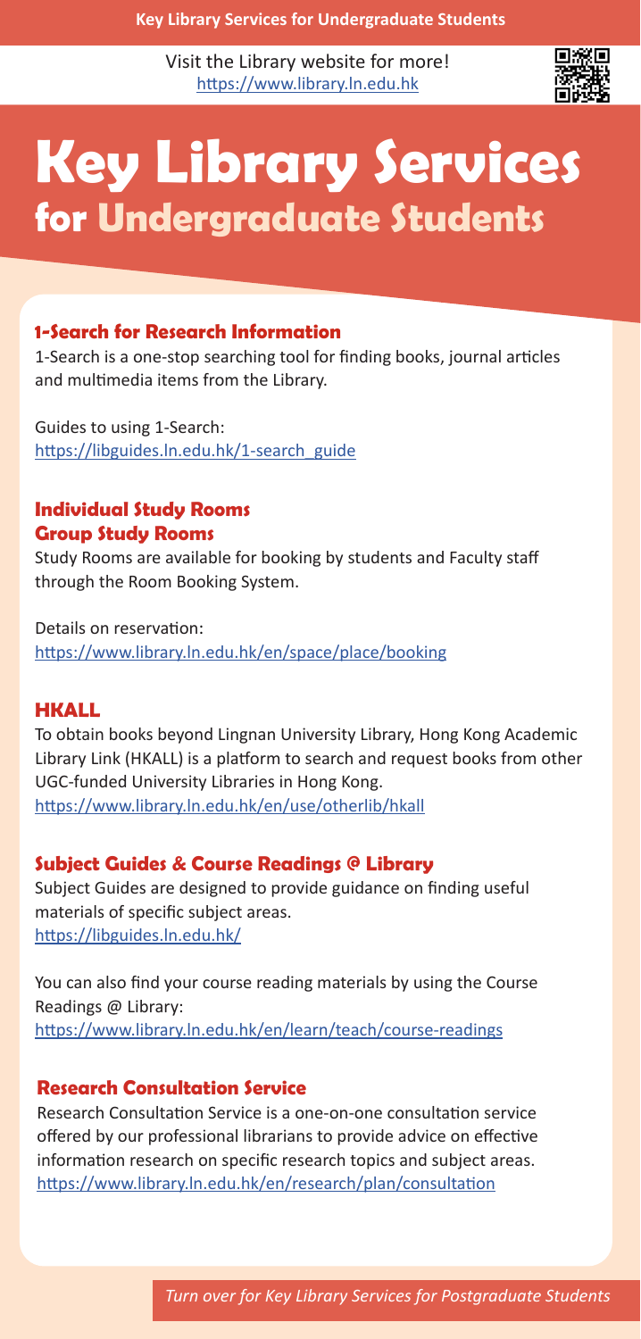Visit the Library website for more!
https://www.library.ln.edu.hk

# Key Library Services for Undergraduate Students

### 1-Search for Research Information

1-Search is a one-stop searching tool for finding books, journal articles and multimedia items from the Library.

Guides to using 1-Search:
https://libguides.ln.edu.hk/1-search_guide

### Individual Study Rooms
### Group Study Rooms

Study Rooms are available for booking by students and Faculty staff through the Room Booking System.

Details on reservation:
https://www.library.ln.edu.hk/en/space/place/booking

### HKALL

To obtain books beyond Lingnan University Library, Hong Kong Academic Library Link (HKALL) is a platform to search and request books from other UGC-funded University Libraries in Hong Kong.
https://www.library.ln.edu.hk/en/use/otherlib/hkall

### Subject Guides & Course Readings @ Library

Subject Guides are designed to provide guidance on finding useful materials of specific subject areas.
https://libguides.ln.edu.hk/

You can also find your course reading materials by using the Course Readings @ Library:
https://www.library.ln.edu.hk/en/learn/teach/course-readings

### Research Consultation Service

Research Consultation Service is a one-on-one consultation service offered by our professional librarians to provide advice on effective information research on specific research topics and subject areas.
https://www.library.ln.edu.hk/en/research/plan/consultation

*Turn over for Key Library Services for Postgraduate Students*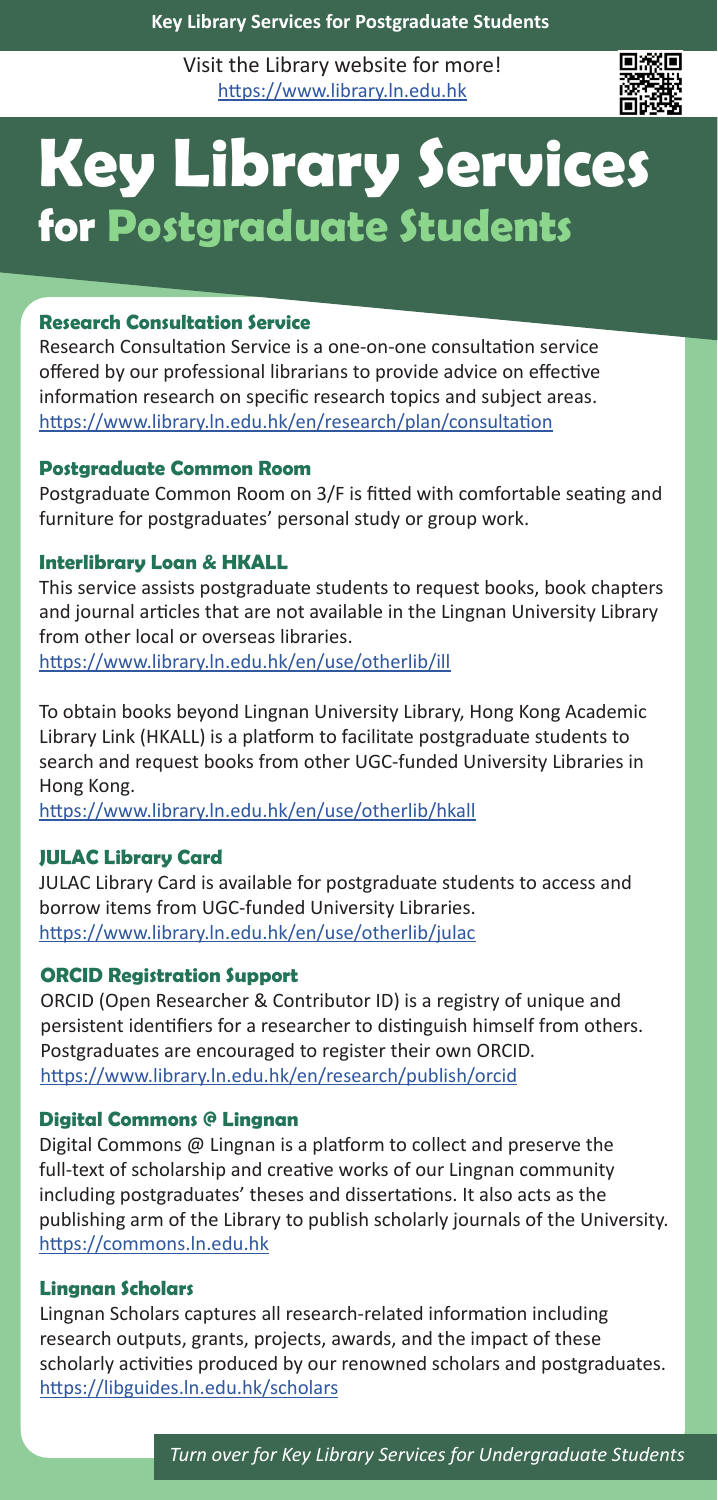Visit the Library website for more!
https://www.library.ln.edu.hk

# Key Library Services
## for Postgraduate Students

### Research Consultation Service

Research Consultation Service is a one-on-one consultation service offered by our professional librarians to provide advice on effective information research on specific research topics and subject areas.
https://www.library.ln.edu.hk/en/research/plan/consultation

### Postgraduate Common Room

Postgraduate Common Room on 3/F is fitted with comfortable seating and furniture for postgraduates' personal study or group work.

### Interlibrary Loan & HKALL

This service assists postgraduate students to request books, book chapters and journal articles that are not available in the Lingnan University Library from other local or overseas libraries.
https://www.library.ln.edu.hk/en/use/otherlib/ill

To obtain books beyond Lingnan University Library, Hong Kong Academic Library Link (HKALL) is a platform to facilitate postgraduate students to search and request books from other UGC-funded University Libraries in Hong Kong.
https://www.library.ln.edu.hk/en/use/otherlib/hkall

### JULAC Library Card

JULAC Library Card is available for postgraduate students to access and borrow items from UGC-funded University Libraries.
https://www.library.ln.edu.hk/en/use/otherlib/julac

### ORCID Registration Support

ORCID (Open Researcher & Contributor ID) is a registry of unique and persistent identifiers for a researcher to distinguish himself from others. Postgraduates are encouraged to register their own ORCID.
https://www.library.ln.edu.hk/en/research/publish/orcid

### Digital Commons @ Lingnan

Digital Commons @ Lingnan is a platform to collect and preserve the full-text of scholarship and creative works of our Lingnan community including postgraduates' theses and dissertations. It also acts as the publishing arm of the Library to publish scholarly journals of the University.
https://commons.ln.edu.hk

### Lingnan Scholars

Lingnan Scholars captures all research-related information including research outputs, grants, projects, awards, and the impact of these scholarly activities produced by our renowned scholars and postgraduates.
https://libguides.ln.edu.hk/scholars

*Turn over for Key Library Services for Undergraduate Students*